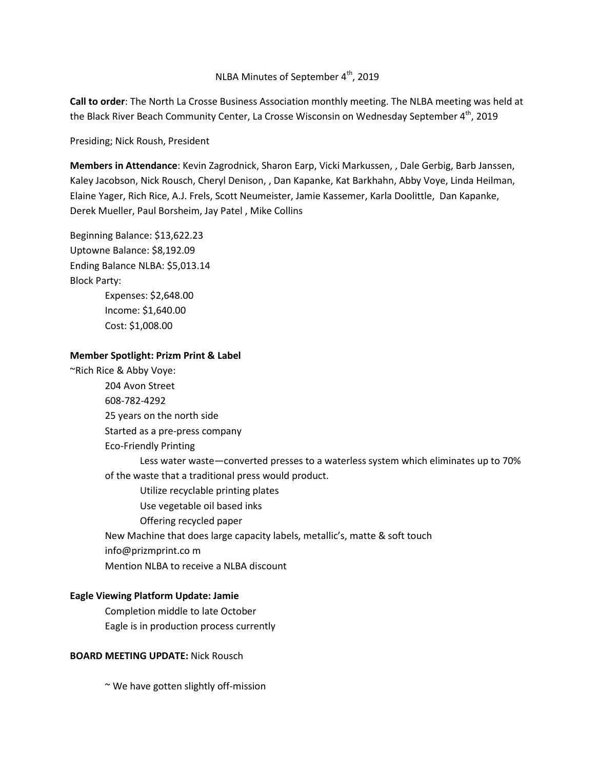NLBA Minutes of September 4th, 2019

**Call to order**: The North La Crosse Business Association monthly meeting. The NLBA meeting was held at the Black River Beach Community Center, La Crosse Wisconsin on Wednesday September 4th, 2019

Presiding; Nick Roush, President

**Members in Attendance**: Kevin Zagrodnick, Sharon Earp, Vicki Markussen, , Dale Gerbig, Barb Janssen, Kaley Jacobson, Nick Rousch, Cheryl Denison, , Dan Kapanke, Kat Barkhahn, Abby Voye, Linda Heilman, Elaine Yager, Rich Rice, A.J. Frels, Scott Neumeister, Jamie Kassemer, Karla Doolittle, Dan Kapanke, Derek Mueller, Paul Borsheim, Jay Patel , Mike Collins

Beginning Balance: $13,622.23
Uptowne Balance: $8,192.09
Ending Balance NLBA: $5,013.14
Block Party:

- Expenses: $2,648.00
- Income: $1,640.00
- Cost: $1,008.00

**Member Spotlight: Prizm Print & Label**

~Rich Rice & Abby Voye:

- 204 Avon Street
- 608-782-4292
- 25 years on the north side
- Started as a pre-press company
- Eco-Friendly Printing
  - Less water waste—converted presses to a waterless system which eliminates up to 70% of the waste that a traditional press would product.
  - Utilize recyclable printing plates
  - Use vegetable oil based inks
  - Offering recycled paper
- New Machine that does large capacity labels, metallic's, matte & soft touch
- info@prizmprint.co m
- Mention NLBA to receive a NLBA discount

**Eagle Viewing Platform Update: Jamie**

- Completion middle to late October
- Eagle is in production process currently

**BOARD MEETING UPDATE:** Nick Rousch

~ We have gotten slightly off-mission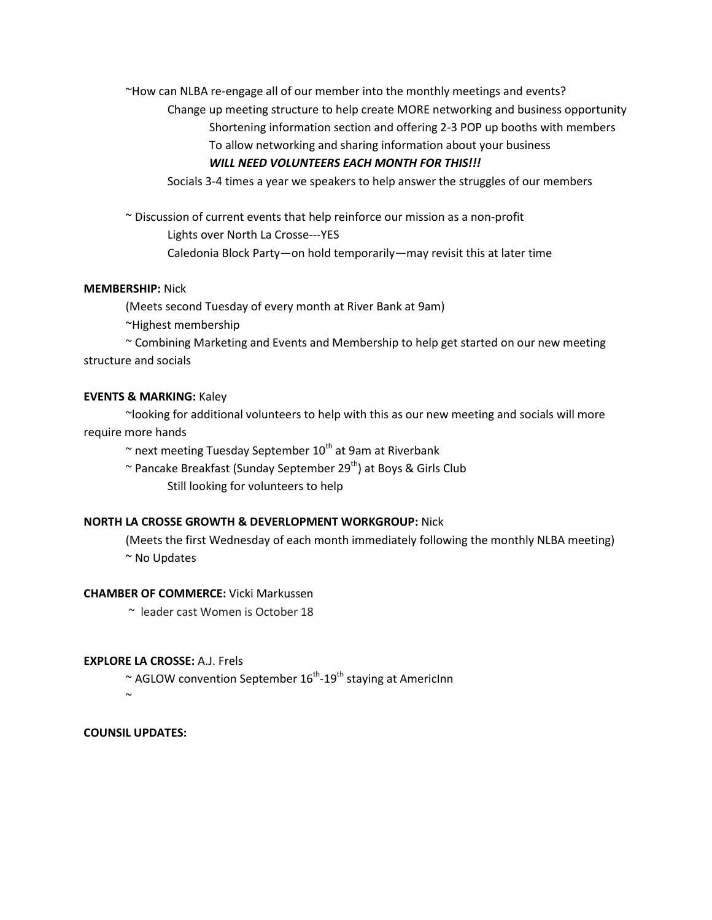~How can NLBA re-engage all of our member into the monthly meetings and events?

Change up meeting structure to help create MORE networking and business opportunity

Shortening information section and offering 2-3 POP up booths with members

To allow networking and sharing information about your business

***WILL NEED VOLUNTEERS EACH MONTH FOR THIS!!!***

Socials 3-4 times a year we speakers to help answer the struggles of our members

~ Discussion of current events that help reinforce our mission as a non-profit

Lights over North La Crosse---YES

Caledonia Block Party—on hold temporarily—may revisit this at later time

**MEMBERSHIP:** Nick

(Meets second Tuesday of every month at River Bank at 9am)

~Highest membership

~ Combining Marketing and Events and Membership to help get started on our new meeting structure and socials

**EVENTS & MARKING:** Kaley

~looking for additional volunteers to help with this as our new meeting and socials will more require more hands

~ next meeting Tuesday September 10th at 9am at Riverbank

~ Pancake Breakfast (Sunday September 29th) at Boys & Girls Club

Still looking for volunteers to help

**NORTH LA CROSSE GROWTH & DEVERLOPMENT WORKGROUP:** Nick

(Meets the first Wednesday of each month immediately following the monthly NLBA meeting)

~ No Updates

**CHAMBER OF COMMERCE:** Vicki Markussen

~ leader cast Women is October 18

**EXPLORE LA CROSSE:** A.J. Frels

~ AGLOW convention September 16th-19th staying at AmericInn

~

**COUNSIL UPDATES:**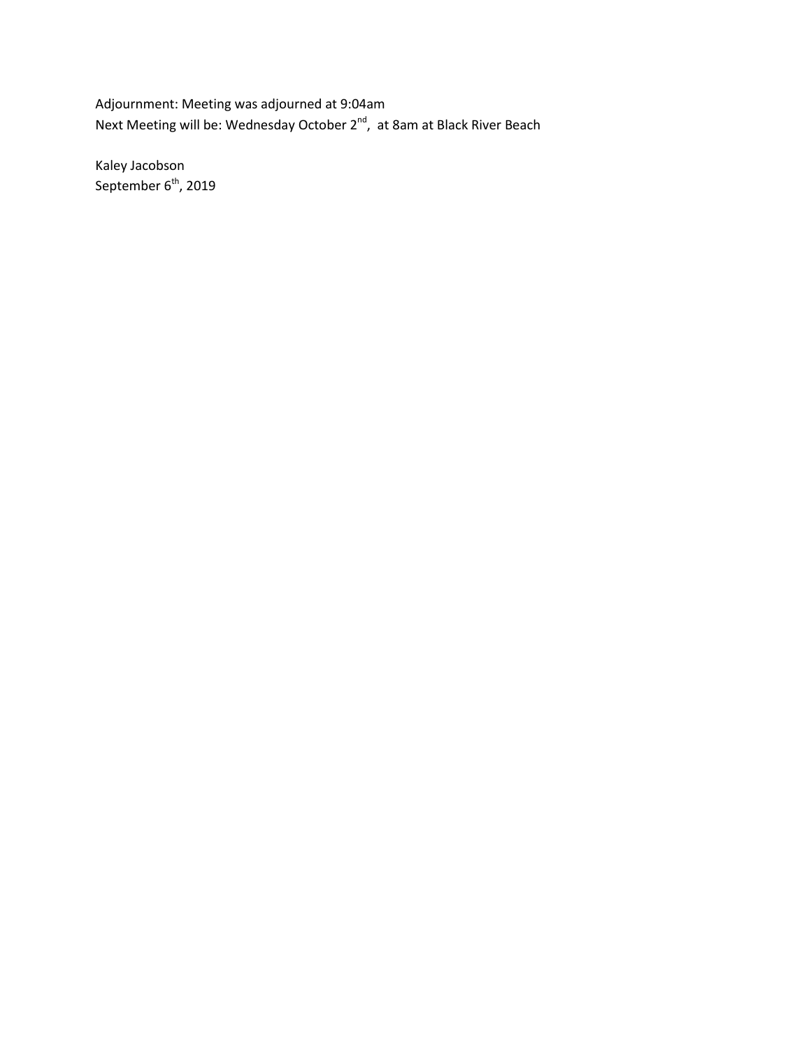Adjournment: Meeting was adjourned at 9:04am
Next Meeting will be: Wednesday October 2nd, at 8am at Black River Beach

Kaley Jacobson
September 6th, 2019